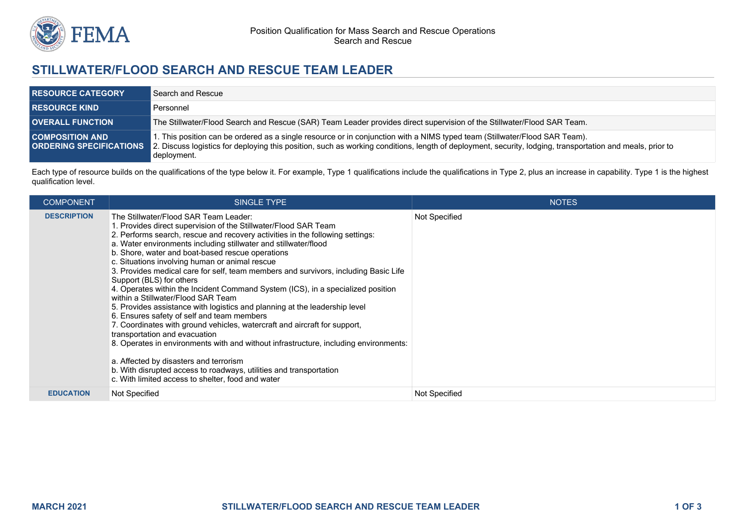Position Qualification for Mass Search and Rescue Operations
Search and Rescue

# STILLWATER/FLOOD SEARCH AND RESCUE TEAM LEADER

| | |
|---|---|
| **RESOURCE CATEGORY** | Search and Rescue |
| **RESOURCE KIND** | Personnel |
| **OVERALL FUNCTION** | The Stillwater/Flood Search and Rescue (SAR) Team Leader provides direct supervision of the Stillwater/Flood SAR Team. |
| **COMPOSITION AND ORDERING SPECIFICATIONS** | 1. This position can be ordered as a single resource or in conjunction with a NIMS typed team (Stillwater/Flood SAR Team).<br>2. Discuss logistics for deploying this position, such as working conditions, length of deployment, security, lodging, transportation and meals, prior to deployment. |

Each type of resource builds on the qualifications of the type below it. For example, Type 1 qualifications include the qualifications in Type 2, plus an increase in capability. Type 1 is the highest qualification level.

| COMPONENT | SINGLE TYPE | NOTES |
|---|---|---|
| **DESCRIPTION** | The Stillwater/Flood SAR Team Leader:<br>1. Provides direct supervision of the Stillwater/Flood SAR Team<br>2. Performs search, rescue and recovery activities in the following settings:<br>a. Water environments including stillwater and stillwater/flood<br>b. Shore, water and boat-based rescue operations<br>c. Situations involving human or animal rescue<br>3. Provides medical care for self, team members and survivors, including Basic Life Support (BLS) for others<br>4. Operates within the Incident Command System (ICS), in a specialized position within a Stillwater/Flood SAR Team<br>5. Provides assistance with logistics and planning at the leadership level<br>6. Ensures safety of self and team members<br>7. Coordinates with ground vehicles, watercraft and aircraft for support, transportation and evacuation<br>8. Operates in environments with and without infrastructure, including environments:<br>a. Affected by disasters and terrorism<br>b. With disrupted access to roadways, utilities and transportation<br>c. With limited access to shelter, food and water | Not Specified |
| **EDUCATION** | Not Specified | Not Specified |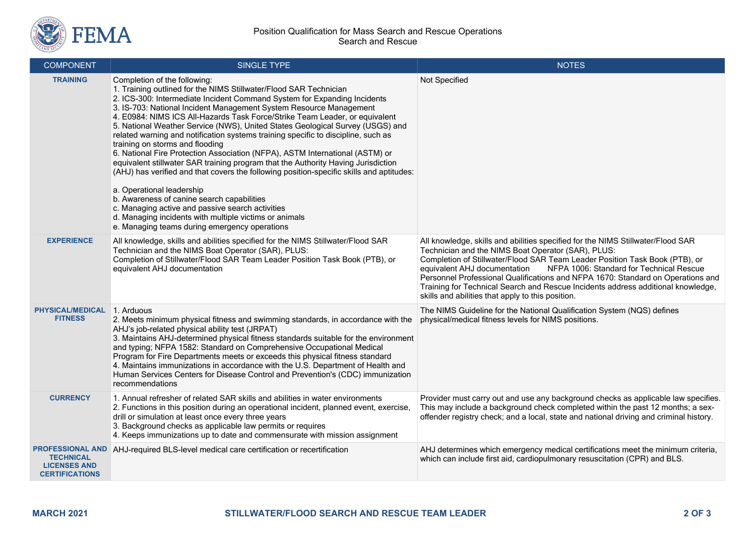| COMPONENT | SINGLE TYPE | NOTES |
|---|---|---|
| **TRAINING** | Completion of the following:<br>1. Training outlined for the NIMS Stillwater/Flood SAR Technician<br>2. ICS-300: Intermediate Incident Command System for Expanding Incidents<br>3. IS-703: National Incident Management System Resource Management<br>4. E0984: NIMS ICS All-Hazards Task Force/Strike Team Leader, or equivalent<br>5. National Weather Service (NWS), United States Geological Survey (USGS) and related warning and notification systems training specific to discipline, such as training on storms and flooding<br>6. National Fire Protection Association (NFPA), ASTM International (ASTM) or equivalent stillwater SAR training program that the Authority Having Jurisdiction (AHJ) has verified and that covers the following position-specific skills and aptitudes:<br><br>a. Operational leadership<br>b. Awareness of canine search capabilities<br>c. Managing active and passive search activities<br>d. Managing incidents with multiple victims or animals<br>e. Managing teams during emergency operations | Not Specified |
| **EXPERIENCE** | All knowledge, skills and abilities specified for the NIMS Stillwater/Flood SAR Technician and the NIMS Boat Operator (SAR), PLUS:<br>Completion of Stillwater/Flood SAR Team Leader Position Task Book (PTB), or equivalent AHJ documentation | All knowledge, skills and abilities specified for the NIMS Stillwater/Flood SAR Technician and the NIMS Boat Operator (SAR), PLUS:<br>Completion of Stillwater/Flood SAR Team Leader Position Task Book (PTB), or equivalent AHJ documentation NFPA 1006: Standard for Technical Rescue Personnel Professional Qualifications and NFPA 1670: Standard on Operations and Training for Technical Search and Rescue Incidents address additional knowledge, skills and abilities that apply to this position. |
| **PHYSICAL/MEDICAL FITNESS** | 1. Arduous<br>2. Meets minimum physical fitness and swimming standards, in accordance with the AHJ's job-related physical ability test (JRPAT)<br>3. Maintains AHJ-determined physical fitness standards suitable for the environment and typing; NFPA 1582: Standard on Comprehensive Occupational Medical Program for Fire Departments meets or exceeds this physical fitness standard<br>4. Maintains immunizations in accordance with the U.S. Department of Health and Human Services Centers for Disease Control and Prevention's (CDC) immunization recommendations | The NIMS Guideline for the National Qualification System (NQS) defines physical/medical fitness levels for NIMS positions. |
| **CURRENCY** | 1. Annual refresher of related SAR skills and abilities in water environments<br>2. Functions in this position during an operational incident, planned event, exercise, drill or simulation at least once every three years<br>3. Background checks as applicable law permits or requires<br>4. Keeps immunizations up to date and commensurate with mission assignment | Provider must carry out and use any background checks as applicable law specifies. This may include a background check completed within the past 12 months; a sex-offender registry check; and a local, state and national driving and criminal history. |
| **PROFESSIONAL AND TECHNICAL LICENSES AND CERTIFICATIONS** | AHJ-required BLS-level medical care certification or recertification | AHJ determines which emergency medical certifications meet the minimum criteria, which can include first aid, cardiopulmonary resuscitation (CPR) and BLS. |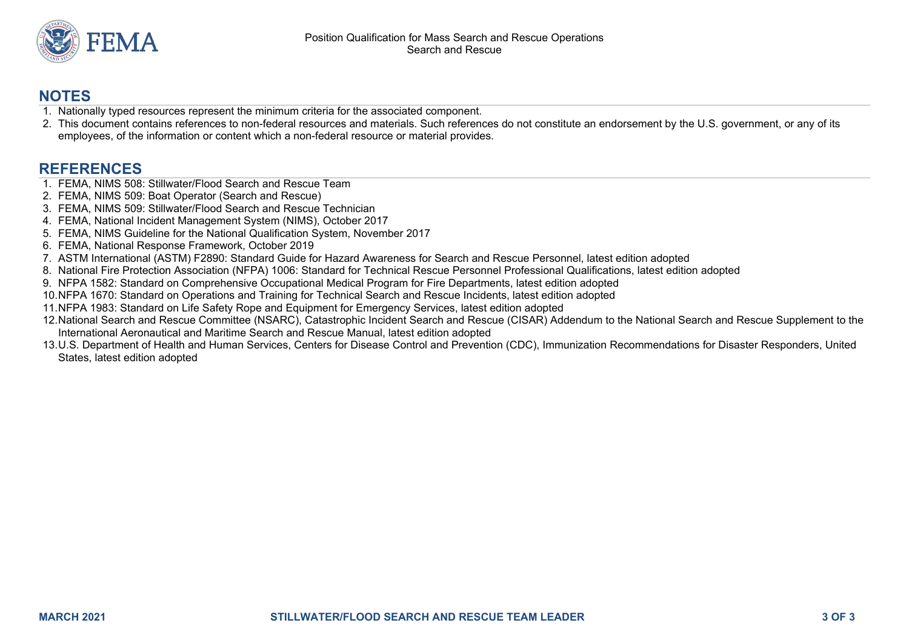## NOTES

1. Nationally typed resources represent the minimum criteria for the associated component.
2. This document contains references to non-federal resources and materials. Such references do not constitute an endorsement by the U.S. government, or any of its employees, of the information or content which a non-federal resource or material provides.

## REFERENCES

1. FEMA, NIMS 508: Stillwater/Flood Search and Rescue Team
2. FEMA, NIMS 509: Boat Operator (Search and Rescue)
3. FEMA, NIMS 509: Stillwater/Flood Search and Rescue Technician
4. FEMA, National Incident Management System (NIMS), October 2017
5. FEMA, NIMS Guideline for the National Qualification System, November 2017
6. FEMA, National Response Framework, October 2019
7. ASTM International (ASTM) F2890: Standard Guide for Hazard Awareness for Search and Rescue Personnel, latest edition adopted
8. National Fire Protection Association (NFPA) 1006: Standard for Technical Rescue Personnel Professional Qualifications, latest edition adopted
9. NFPA 1582: Standard on Comprehensive Occupational Medical Program for Fire Departments, latest edition adopted
10. NFPA 1670: Standard on Operations and Training for Technical Search and Rescue Incidents, latest edition adopted
11. NFPA 1983: Standard on Life Safety Rope and Equipment for Emergency Services, latest edition adopted
12. National Search and Rescue Committee (NSARC), Catastrophic Incident Search and Rescue (CISAR) Addendum to the National Search and Rescue Supplement to the International Aeronautical and Maritime Search and Rescue Manual, latest edition adopted
13. U.S. Department of Health and Human Services, Centers for Disease Control and Prevention (CDC), Immunization Recommendations for Disaster Responders, United States, latest edition adopted